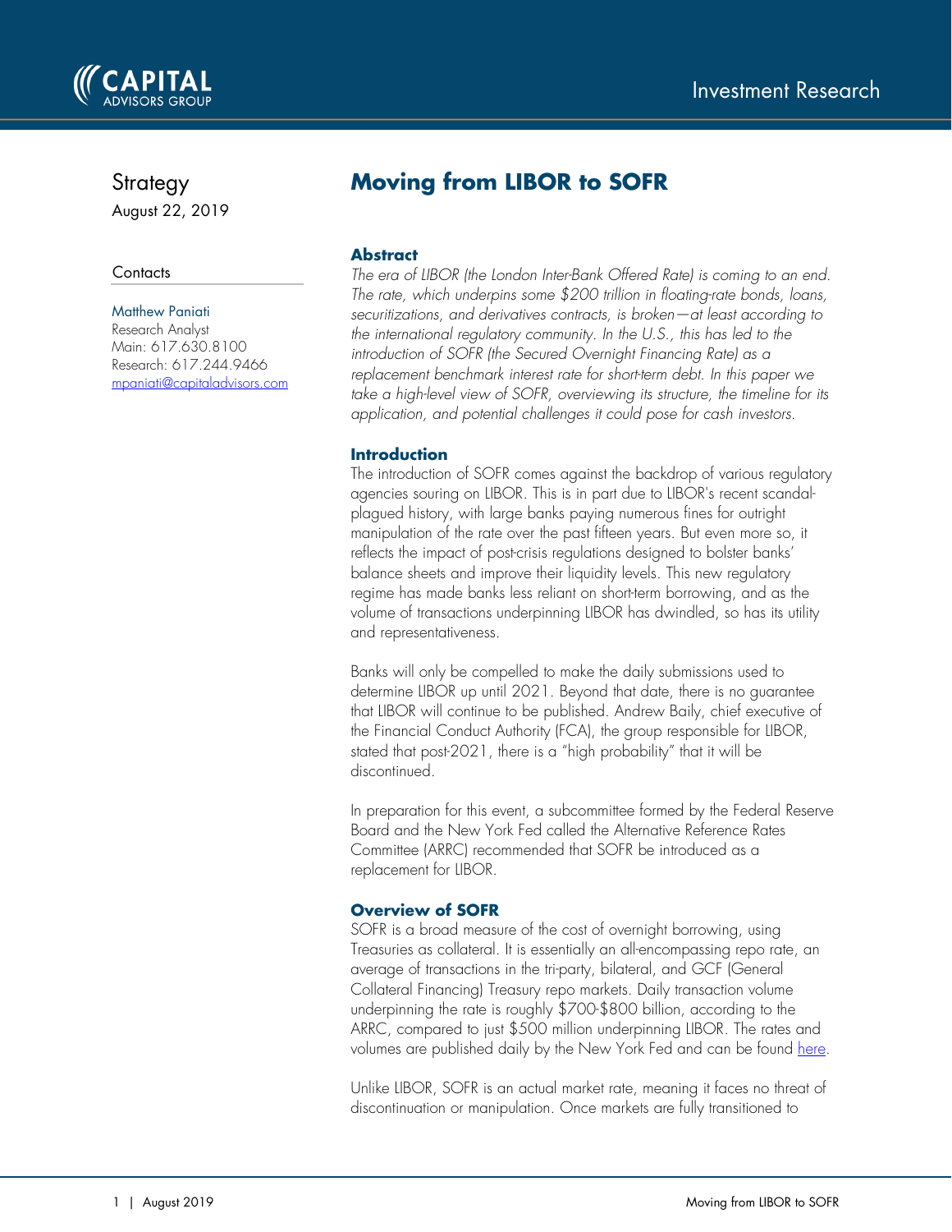Investment Research

Strategy
August 22, 2019

Contacts

Matthew Paniati
Research Analyst
Main: 617.630.8100
Research: 617.244.9466
[mpaniati@capitaladvisors.com](mailto:mpaniati@capitaladvisors.com)

# Moving from LIBOR to SOFR

## Abstract

*The era of LIBOR (the London Inter-Bank Offered Rate) is coming to an end. The rate, which underpins some $200 trillion in floating-rate bonds, loans, securitizations, and derivatives contracts, is broken—at least according to the international regulatory community. In the U.S., this has led to the introduction of SOFR (the Secured Overnight Financing Rate) as a replacement benchmark interest rate for short-term debt. In this paper we take a high-level view of SOFR, overviewing its structure, the timeline for its application, and potential challenges it could pose for cash investors.*

## Introduction

The introduction of SOFR comes against the backdrop of various regulatory agencies souring on LIBOR. This is in part due to LIBOR's recent scandal-plagued history, with large banks paying numerous fines for outright manipulation of the rate over the past fifteen years. But even more so, it reflects the impact of post-crisis regulations designed to bolster banks' balance sheets and improve their liquidity levels. This new regulatory regime has made banks less reliant on short-term borrowing, and as the volume of transactions underpinning LIBOR has dwindled, so has its utility and representativeness.

Banks will only be compelled to make the daily submissions used to determine LIBOR up until 2021. Beyond that date, there is no guarantee that LIBOR will continue to be published. Andrew Baily, chief executive of the Financial Conduct Authority (FCA), the group responsible for LIBOR, stated that post-2021, there is a "high probability" that it will be discontinued.

In preparation for this event, a subcommittee formed by the Federal Reserve Board and the New York Fed called the Alternative Reference Rates Committee (ARRC) recommended that SOFR be introduced as a replacement for LIBOR.

## Overview of SOFR

SOFR is a broad measure of the cost of overnight borrowing, using Treasuries as collateral. It is essentially an all-encompassing repo rate, an average of transactions in the tri-party, bilateral, and GCF (General Collateral Financing) Treasury repo markets. Daily transaction volume underpinning the rate is roughly $700-$800 billion, according to the ARRC, compared to just $500 million underpinning LIBOR. The rates and volumes are published daily by the New York Fed and can be found here.

Unlike LIBOR, SOFR is an actual market rate, meaning it faces no threat of discontinuation or manipulation. Once markets are fully transitioned to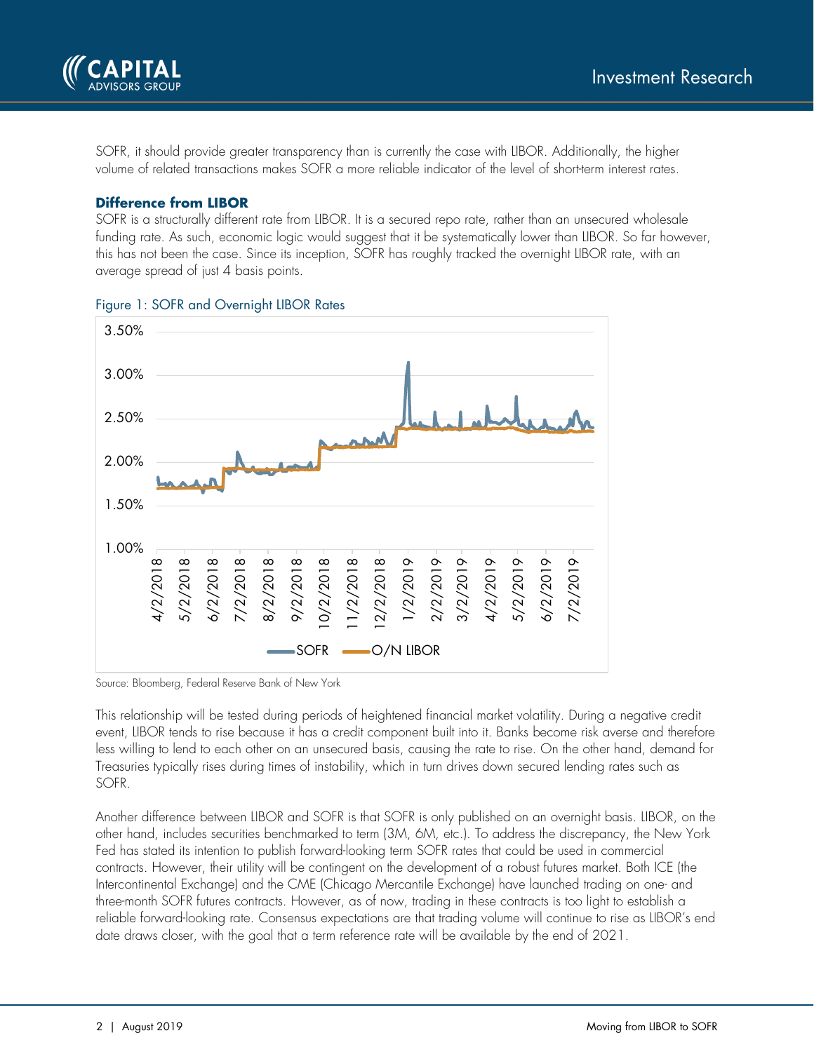SOFR, it should provide greater transparency than is currently the case with LIBOR. Additionally, the higher volume of related transactions makes SOFR a more reliable indicator of the level of short-term interest rates.

### Difference from LIBOR

SOFR is a structurally different rate from LIBOR. It is a secured repo rate, rather than an unsecured wholesale funding rate. As such, economic logic would suggest that it be systematically lower than LIBOR. So far however, this has not been the case. Since its inception, SOFR has roughly tracked the overnight LIBOR rate, with an average spread of just 4 basis points.

Figure 1: SOFR and Overnight LIBOR Rates

Source: Bloomberg, Federal Reserve Bank of New York

This relationship will be tested during periods of heightened financial market volatility. During a negative credit event, LIBOR tends to rise because it has a credit component built into it. Banks become risk averse and therefore less willing to lend to each other on an unsecured basis, causing the rate to rise. On the other hand, demand for Treasuries typically rises during times of instability, which in turn drives down secured lending rates such as SOFR.

Another difference between LIBOR and SOFR is that SOFR is only published on an overnight basis. LIBOR, on the other hand, includes securities benchmarked to term (3M, 6M, etc.). To address the discrepancy, the New York Fed has stated its intention to publish forward-looking term SOFR rates that could be used in commercial contracts. However, their utility will be contingent on the development of a robust futures market. Both ICE (the Intercontinental Exchange) and the CME (Chicago Mercantile Exchange) have launched trading on one- and three-month SOFR futures contracts. However, as of now, trading in these contracts is too light to establish a reliable forward-looking rate. Consensus expectations are that trading volume will continue to rise as LIBOR's end date draws closer, with the goal that a term reference rate will be available by the end of 2021.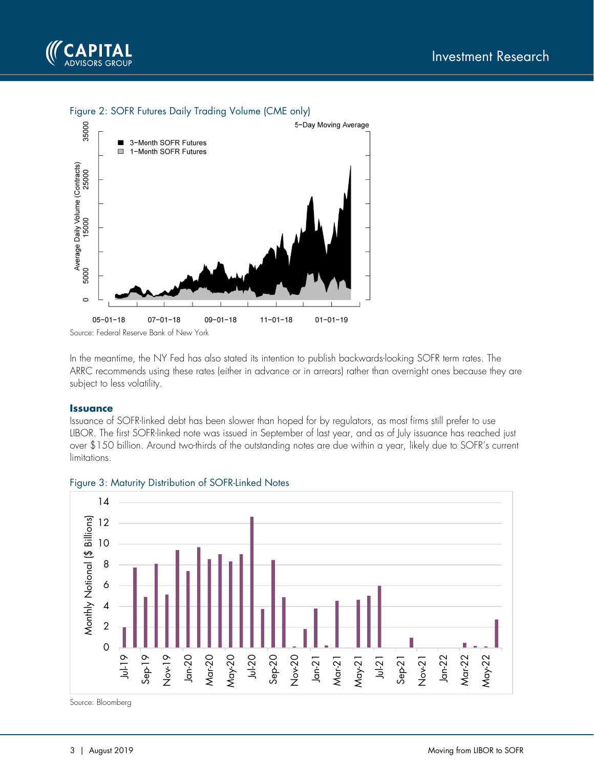Figure 2: SOFR Futures Daily Trading Volume (CME only)

Source: Federal Reserve Bank of New York

In the meantime, the NY Fed has also stated its intention to publish backwards-looking SOFR term rates. The ARRC recommends using these rates (either in advance or in arrears) rather than overnight ones because they are subject to less volatility.

### Issuance

Issuance of SOFR-linked debt has been slower than hoped for by regulators, as most firms still prefer to use LIBOR. The first SOFR-linked note was issued in September of last year, and as of July issuance has reached just over $150 billion. Around two-thirds of the outstanding notes are due within a year, likely due to SOFR's current limitations.

Figure 3: Maturity Distribution of SOFR-Linked Notes

Source: Bloomberg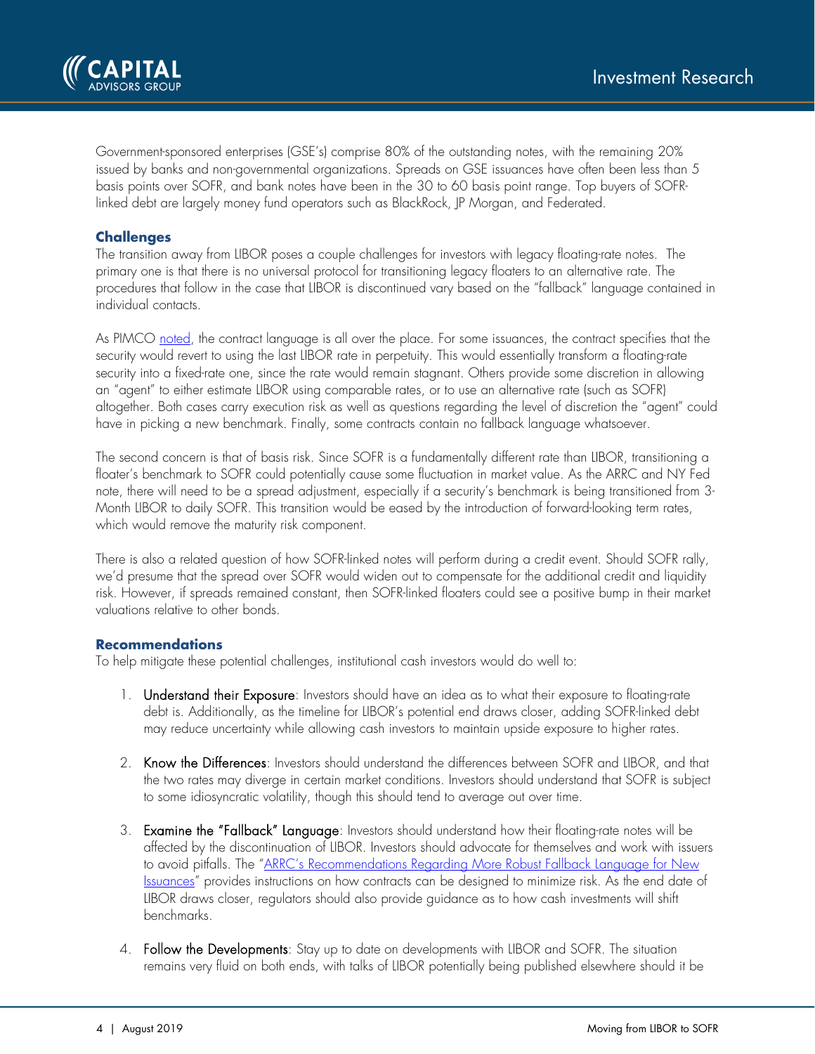Government-sponsored enterprises (GSE's) comprise 80% of the outstanding notes, with the remaining 20% issued by banks and non-governmental organizations. Spreads on GSE issuances have often been less than 5 basis points over SOFR, and bank notes have been in the 30 to 60 basis point range. Top buyers of SOFR-linked debt are largely money fund operators such as BlackRock, JP Morgan, and Federated.

## Challenges

The transition away from LIBOR poses a couple challenges for investors with legacy floating-rate notes. The primary one is that there is no universal protocol for transitioning legacy floaters to an alternative rate. The procedures that follow in the case that LIBOR is discontinued vary based on the "fallback" language contained in individual contacts.

As PIMCO [noted](), the contract language is all over the place. For some issuances, the contract specifies that the security would revert to using the last LIBOR rate in perpetuity. This would essentially transform a floating-rate security into a fixed-rate one, since the rate would remain stagnant. Others provide some discretion in allowing an "agent" to either estimate LIBOR using comparable rates, or to use an alternative rate (such as SOFR) altogether. Both cases carry execution risk as well as questions regarding the level of discretion the "agent" could have in picking a new benchmark. Finally, some contracts contain no fallback language whatsoever.

The second concern is that of basis risk. Since SOFR is a fundamentally different rate than LIBOR, transitioning a floater's benchmark to SOFR could potentially cause some fluctuation in market value. As the ARRC and NY Fed note, there will need to be a spread adjustment, especially if a security's benchmark is being transitioned from 3-Month LIBOR to daily SOFR. This transition would be eased by the introduction of forward-looking term rates, which would remove the maturity risk component.

There is also a related question of how SOFR-linked notes will perform during a credit event. Should SOFR rally, we'd presume that the spread over SOFR would widen out to compensate for the additional credit and liquidity risk. However, if spreads remained constant, then SOFR-linked floaters could see a positive bump in their market valuations relative to other bonds.

## Recommendations

To help mitigate these potential challenges, institutional cash investors would do well to:

1. Understand their Exposure: Investors should have an idea as to what their exposure to floating-rate debt is. Additionally, as the timeline for LIBOR's potential end draws closer, adding SOFR-linked debt may reduce uncertainty while allowing cash investors to maintain upside exposure to higher rates.

2. Know the Differences: Investors should understand the differences between SOFR and LIBOR, and that the two rates may diverge in certain market conditions. Investors should understand that SOFR is subject to some idiosyncratic volatility, though this should tend to average out over time.

3. Examine the "Fallback" Language: Investors should understand how their floating-rate notes will be affected by the discontinuation of LIBOR. Investors should advocate for themselves and work with issuers to avoid pitfalls. The "[ARRC's Recommendations Regarding More Robust Fallback Language for New Issuances]()" provides instructions on how contracts can be designed to minimize risk. As the end date of LIBOR draws closer, regulators should also provide guidance as to how cash investments will shift benchmarks.

4. Follow the Developments: Stay up to date on developments with LIBOR and SOFR. The situation remains very fluid on both ends, with talks of LIBOR potentially being published elsewhere should it be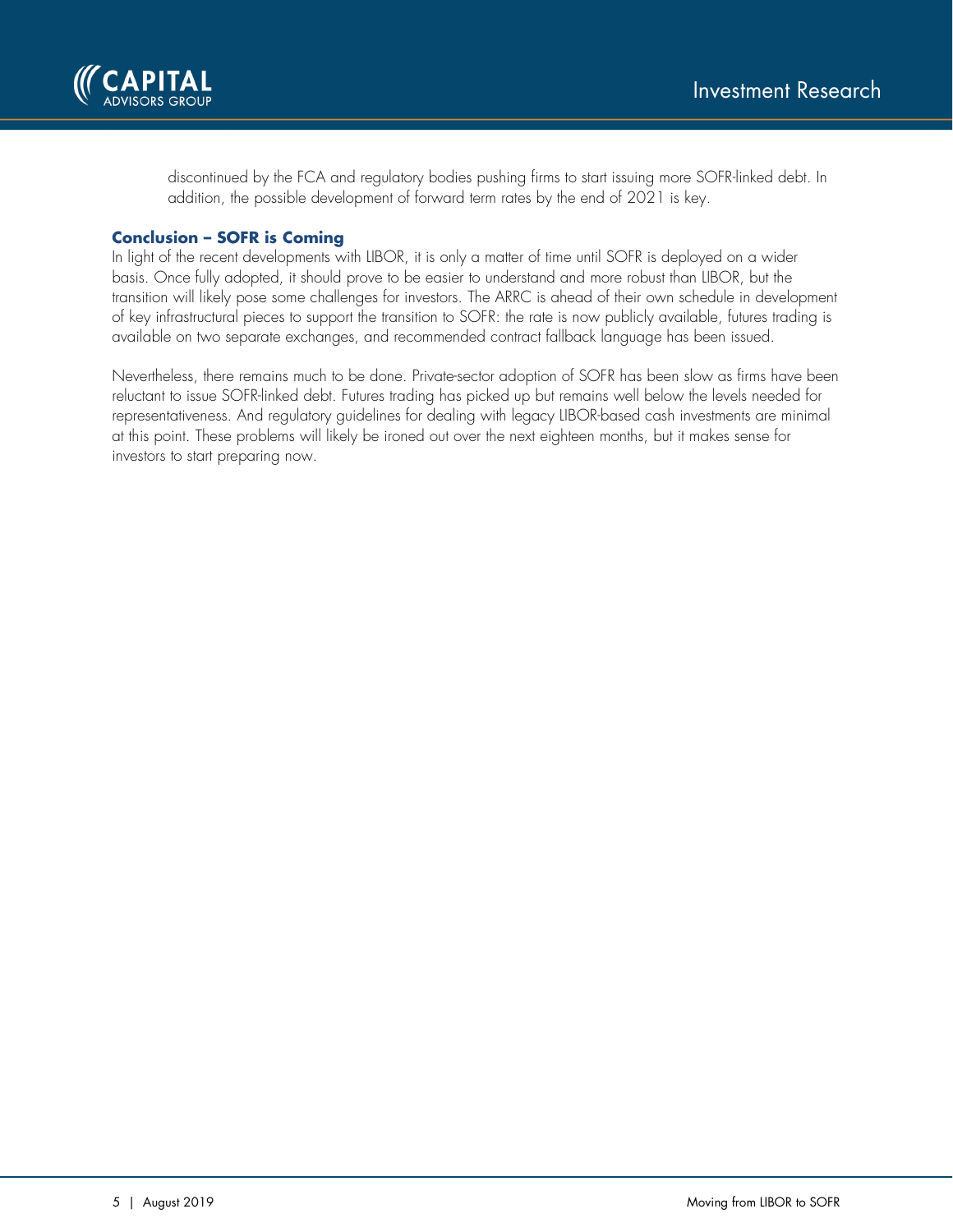discontinued by the FCA and regulatory bodies pushing firms to start issuing more SOFR-linked debt. In addition, the possible development of forward term rates by the end of 2021 is key.

## Conclusion – SOFR is Coming

In light of the recent developments with LIBOR, it is only a matter of time until SOFR is deployed on a wider basis. Once fully adopted, it should prove to be easier to understand and more robust than LIBOR, but the transition will likely pose some challenges for investors. The ARRC is ahead of their own schedule in development of key infrastructural pieces to support the transition to SOFR: the rate is now publicly available, futures trading is available on two separate exchanges, and recommended contract fallback language has been issued.

Nevertheless, there remains much to be done. Private-sector adoption of SOFR has been slow as firms have been reluctant to issue SOFR-linked debt. Futures trading has picked up but remains well below the levels needed for representativeness. And regulatory guidelines for dealing with legacy LIBOR-based cash investments are minimal at this point. These problems will likely be ironed out over the next eighteen months, but it makes sense for investors to start preparing now.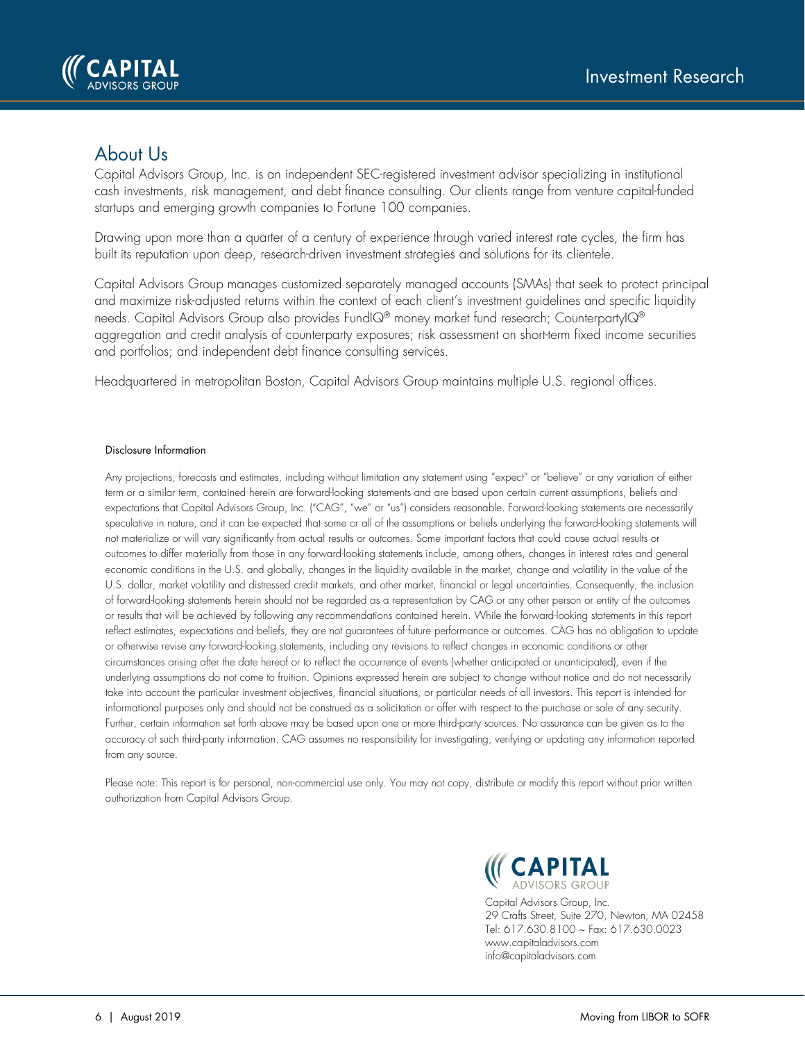## About Us

Capital Advisors Group, Inc. is an independent SEC-registered investment advisor specializing in institutional cash investments, risk management, and debt finance consulting. Our clients range from venture capital-funded startups and emerging growth companies to Fortune 100 companies.

Drawing upon more than a quarter of a century of experience through varied interest rate cycles, the firm has built its reputation upon deep, research-driven investment strategies and solutions for its clientele.

Capital Advisors Group manages customized separately managed accounts (SMAs) that seek to protect principal and maximize risk-adjusted returns within the context of each client's investment guidelines and specific liquidity needs. Capital Advisors Group also provides FundIQ® money market fund research; CounterpartyIQ® aggregation and credit analysis of counterparty exposures; risk assessment on short-term fixed income securities and portfolios; and independent debt finance consulting services.

Headquartered in metropolitan Boston, Capital Advisors Group maintains multiple U.S. regional offices.

#### Disclosure Information

Any projections, forecasts and estimates, including without limitation any statement using "expect" or "believe" or any variation of either term or a similar term, contained herein are forward-looking statements and are based upon certain current assumptions, beliefs and expectations that Capital Advisors Group, Inc. ("CAG", "we" or "us") considers reasonable. Forward-looking statements are necessarily speculative in nature, and it can be expected that some or all of the assumptions or beliefs underlying the forward-looking statements will not materialize or will vary significantly from actual results or outcomes. Some important factors that could cause actual results or outcomes to differ materially from those in any forward-looking statements include, among others, changes in interest rates and general economic conditions in the U.S. and globally, changes in the liquidity available in the market, change and volatility in the value of the U.S. dollar, market volatility and distressed credit markets, and other market, financial or legal uncertainties. Consequently, the inclusion of forward-looking statements herein should not be regarded as a representation by CAG or any other person or entity of the outcomes or results that will be achieved by following any recommendations contained herein. While the forward-looking statements in this report reflect estimates, expectations and beliefs, they are not guarantees of future performance or outcomes. CAG has no obligation to update or otherwise revise any forward-looking statements, including any revisions to reflect changes in economic conditions or other circumstances arising after the date hereof or to reflect the occurrence of events (whether anticipated or unanticipated), even if the underlying assumptions do not come to fruition. Opinions expressed herein are subject to change without notice and do not necessarily take into account the particular investment objectives, financial situations, or particular needs of all investors. This report is intended for informational purposes only and should not be construed as a solicitation or offer with respect to the purchase or sale of any security. Further, certain information set forth above may be based upon one or more third-party sources. No assurance can be given as to the accuracy of such third-party information. CAG assumes no responsibility for investigating, verifying or updating any information reported from any source.

Please note: This report is for personal, non-commercial use only. You may not copy, distribute or modify this report without prior written authorization from Capital Advisors Group.

Capital Advisors Group, Inc.
29 Crafts Street, Suite 270, Newton, MA 02458
Tel: 617.630.8100 ~ Fax: 617.630.0023
www.capitaladvisors.com
info@capitaladvisors.com